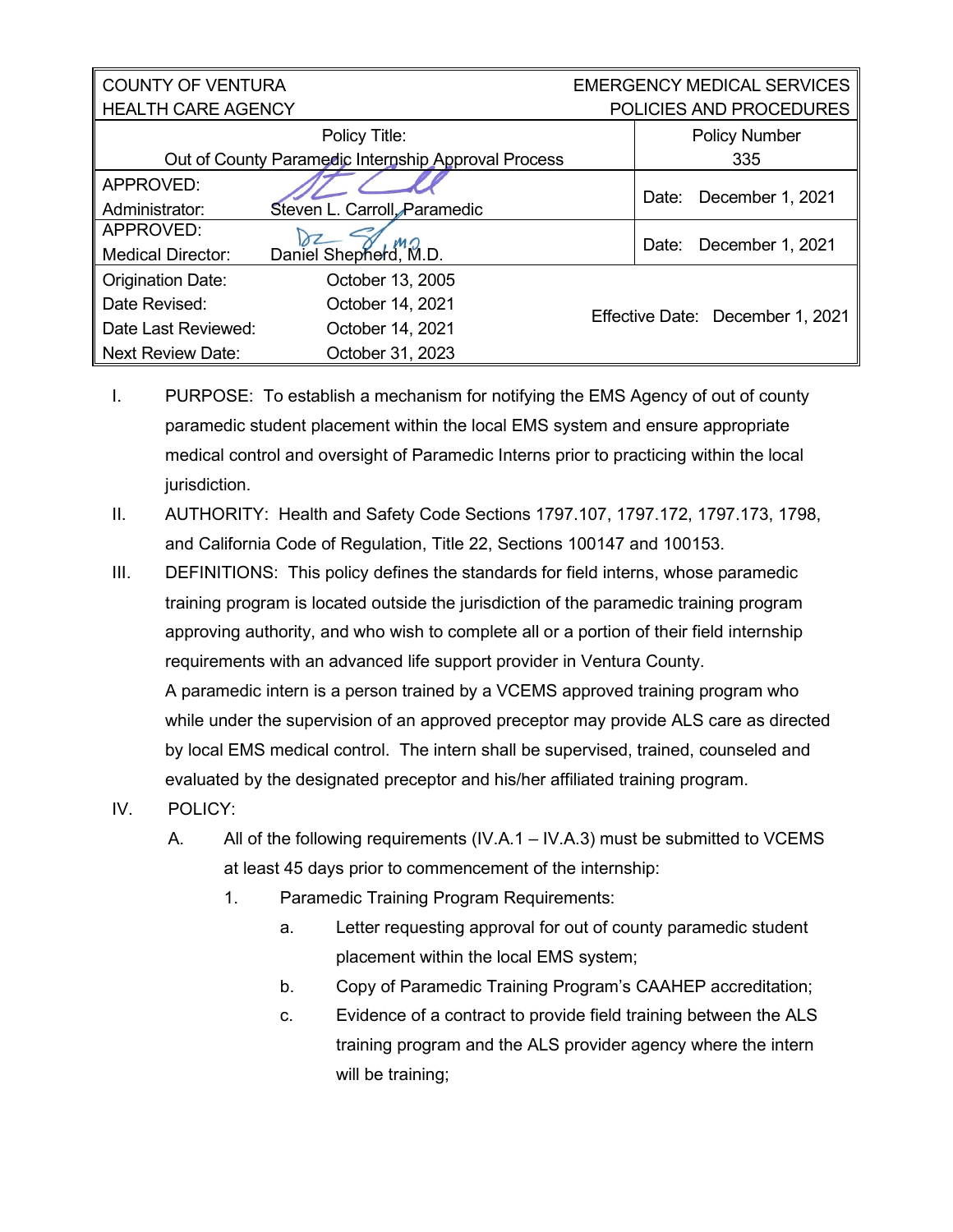| COUNTY OF VENTURA<br>HEALTH CARE AGENCY | | EMERGENCY MEDICAL SERVICES<br>POLICIES AND PROCEDURES |
|---|---|---|
| Policy Title:<br>Out of County Paramedic Internship Approval Process | | Policy Number<br>335 |
| APPROVED:<br>Administrator: | Steven L. Carroll, Paramedic | Date: December 1, 2021 |
| APPROVED:<br>Medical Director: | Daniel Shepherd, M.D. | Date: December 1, 2021 |
| Origination Date: | October 13, 2005 | Effective Date: December 1, 2021 |
| Date Revised: | October 14, 2021 | |
| Date Last Reviewed: | October 14, 2021 | |
| Next Review Date: | October 31, 2023 | |

I. PURPOSE: To establish a mechanism for notifying the EMS Agency of out of county paramedic student placement within the local EMS system and ensure appropriate medical control and oversight of Paramedic Interns prior to practicing within the local jurisdiction.

II. AUTHORITY: Health and Safety Code Sections 1797.107, 1797.172, 1797.173, 1798, and California Code of Regulation, Title 22, Sections 100147 and 100153.

III. DEFINITIONS: This policy defines the standards for field interns, whose paramedic training program is located outside the jurisdiction of the paramedic training program approving authority, and who wish to complete all or a portion of their field internship requirements with an advanced life support provider in Ventura County.

A paramedic intern is a person trained by a VCEMS approved training program who while under the supervision of an approved preceptor may provide ALS care as directed by local EMS medical control. The intern shall be supervised, trained, counseled and evaluated by the designated preceptor and his/her affiliated training program.

IV. POLICY:

A. All of the following requirements (IV.A.1 – IV.A.3) must be submitted to VCEMS at least 45 days prior to commencement of the internship:

1. Paramedic Training Program Requirements:

   a. Letter requesting approval for out of county paramedic student placement within the local EMS system;

   b. Copy of Paramedic Training Program's CAAHEP accreditation;

   c. Evidence of a contract to provide field training between the ALS training program and the ALS provider agency where the intern will be training;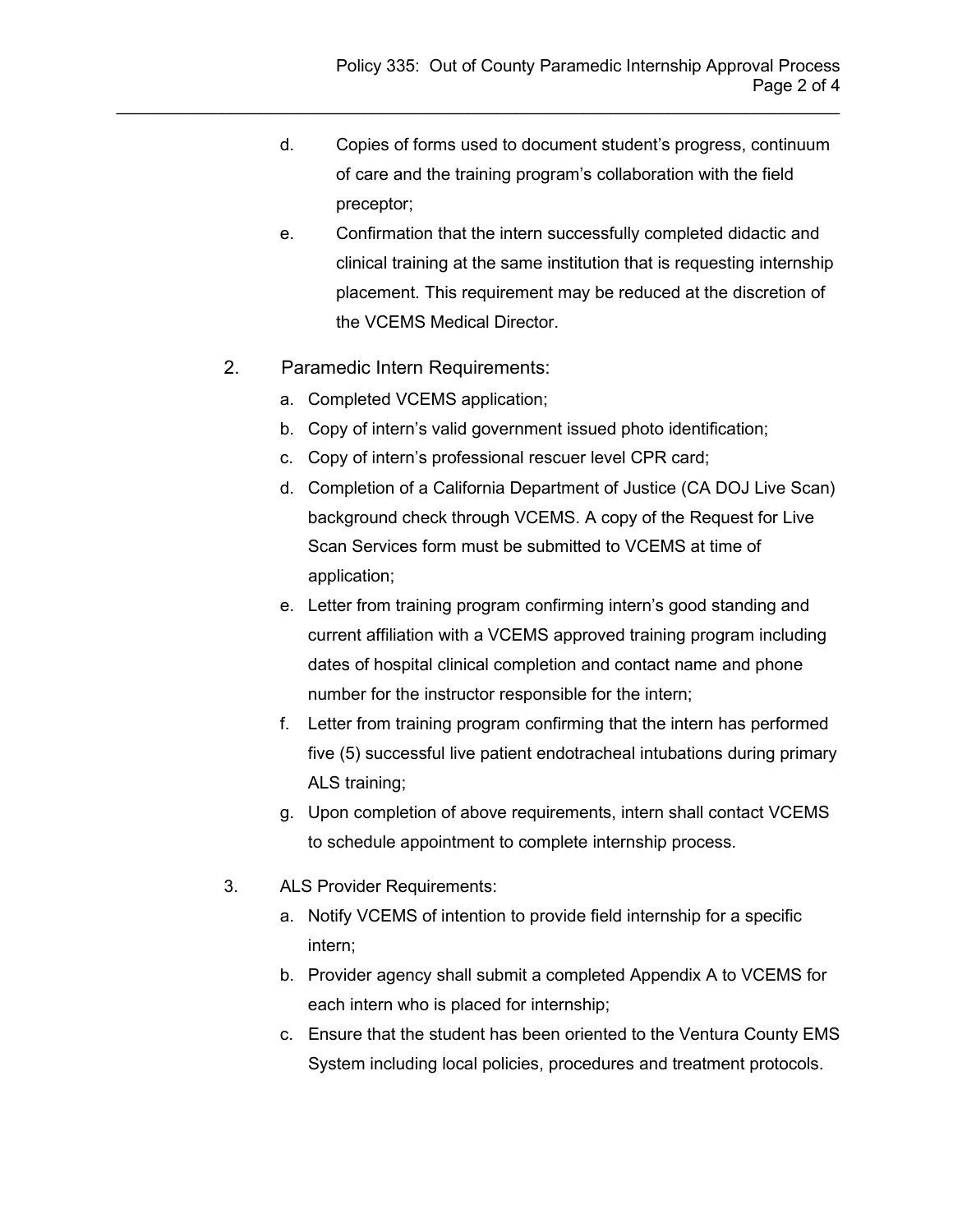d. Copies of forms used to document student's progress, continuum of care and the training program's collaboration with the field preceptor;

e. Confirmation that the intern successfully completed didactic and clinical training at the same institution that is requesting internship placement. This requirement may be reduced at the discretion of the VCEMS Medical Director.

2. Paramedic Intern Requirements:
   a. Completed VCEMS application;
   b. Copy of intern's valid government issued photo identification;
   c. Copy of intern's professional rescuer level CPR card;
   d. Completion of a California Department of Justice (CA DOJ Live Scan) background check through VCEMS. A copy of the Request for Live Scan Services form must be submitted to VCEMS at time of application;
   e. Letter from training program confirming intern's good standing and current affiliation with a VCEMS approved training program including dates of hospital clinical completion and contact name and phone number for the instructor responsible for the intern;
   f. Letter from training program confirming that the intern has performed five (5) successful live patient endotracheal intubations during primary ALS training;
   g. Upon completion of above requirements, intern shall contact VCEMS to schedule appointment to complete internship process.

3. ALS Provider Requirements:
   a. Notify VCEMS of intention to provide field internship for a specific intern;
   b. Provider agency shall submit a completed Appendix A to VCEMS for each intern who is placed for internship;
   c. Ensure that the student has been oriented to the Ventura County EMS System including local policies, procedures and treatment protocols.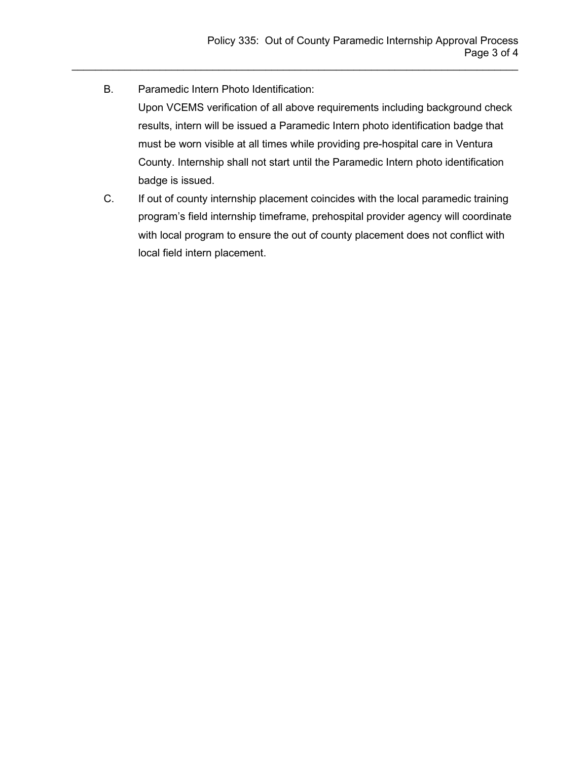B. Paramedic Intern Photo Identification:

   Upon VCEMS verification of all above requirements including background check results, intern will be issued a Paramedic Intern photo identification badge that must be worn visible at all times while providing pre-hospital care in Ventura County. Internship shall not start until the Paramedic Intern photo identification badge is issued.

C. If out of county internship placement coincides with the local paramedic training program's field internship timeframe, prehospital provider agency will coordinate with local program to ensure the out of county placement does not conflict with local field intern placement.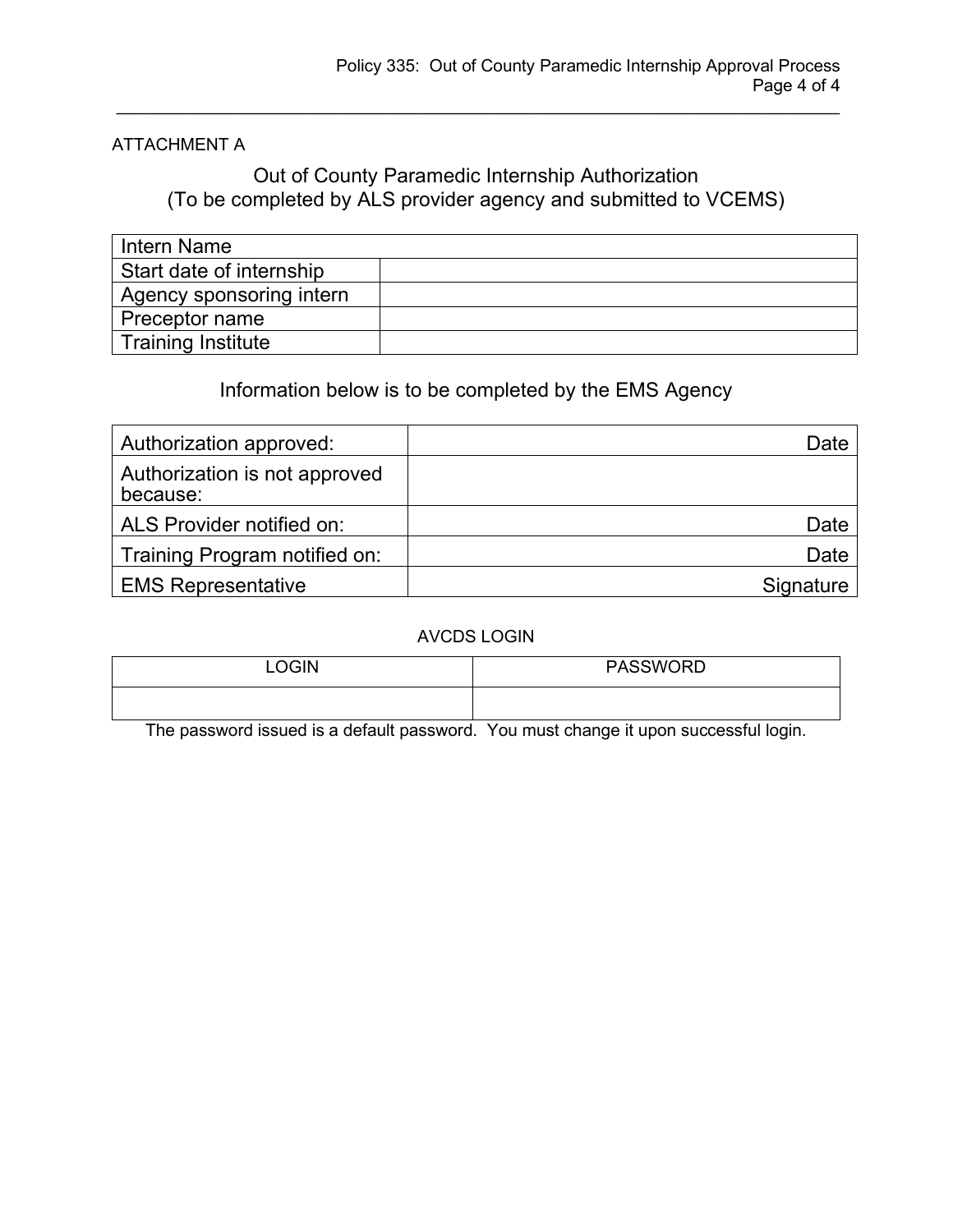ATTACHMENT A

## Out of County Paramedic Internship Authorization
(To be completed by ALS provider agency and submitted to VCEMS)

| | |
|---|---|
| Intern Name | |
| Start date of internship | |
| Agency sponsoring intern | |
| Preceptor name | |
| Training Institute | |

Information below is to be completed by the EMS Agency

| | |
|---|---|
| Authorization approved: | Date |
| Authorization is not approved because: | |
| ALS Provider notified on: | Date |
| Training Program notified on: | Date |
| EMS Representative | Signature |

AVCDS LOGIN

| LOGIN | PASSWORD |
|---|---|
| | |

The password issued is a default password. You must change it upon successful login.